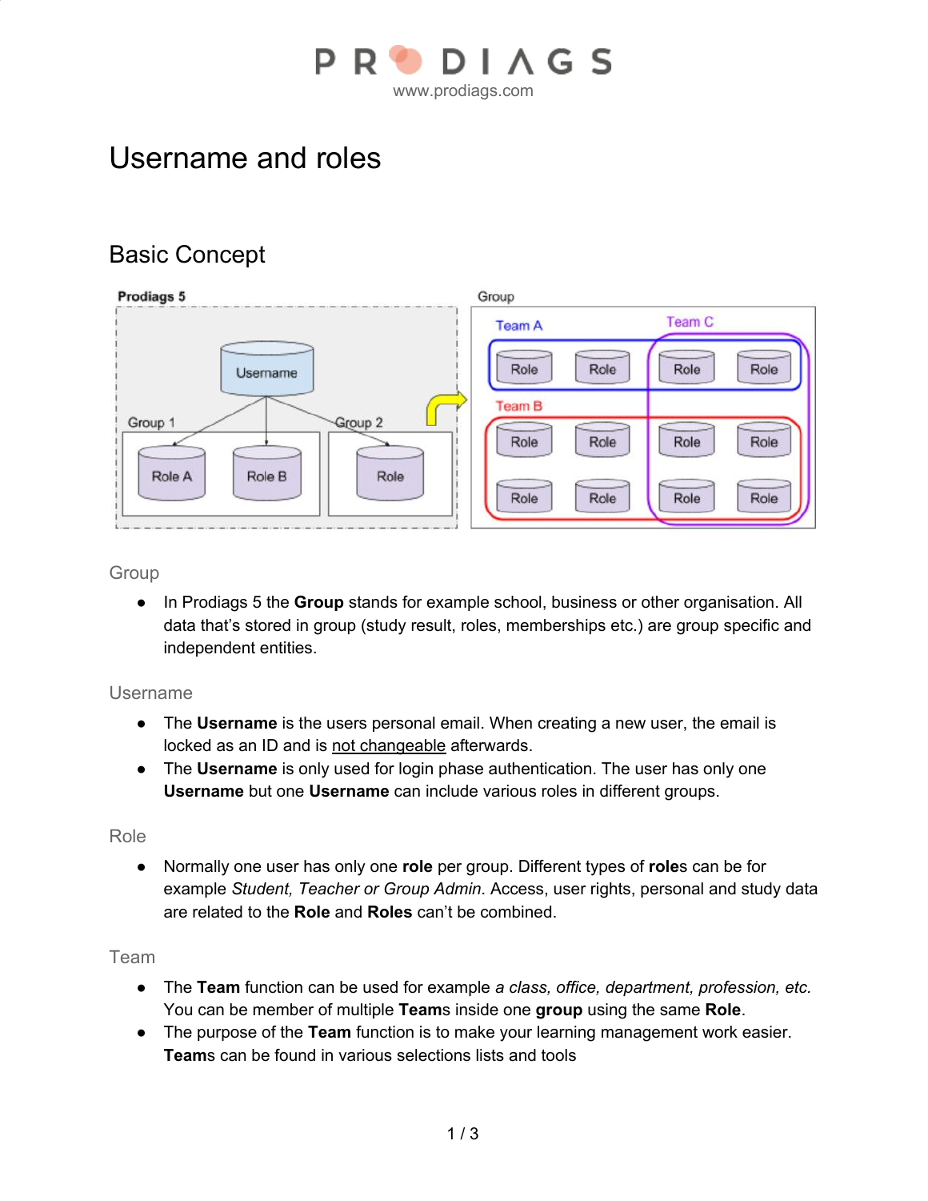# Username and roles

## Basic Concept

### Group

- In Prodiags 5 the **Group** stands for example school, business or other organisation. All data that's stored in group (study result, roles, memberships etc.) are group specific and independent entities.

### Username

- The **Username** is the users personal email. When creating a new user, the email is locked as an ID and is <u>not changeable</u> afterwards.
- The **Username** is only used for login phase authentication. The user has only one **Username** but one **Username** can include various roles in different groups.

### Role

- Normally one user has only one **role** per group. Different types of **role**s can be for example *Student, Teacher or Group Admin*. Access, user rights, personal and study data are related to the **Role** and **Roles** can't be combined.

### Team

- The **Team** function can be used for example *a class, office, department, profession, etc.* You can be member of multiple **Team**s inside one **group** using the same **Role**.
- The purpose of the **Team** function is to make your learning management work easier. **Team**s can be found in various selections lists and tools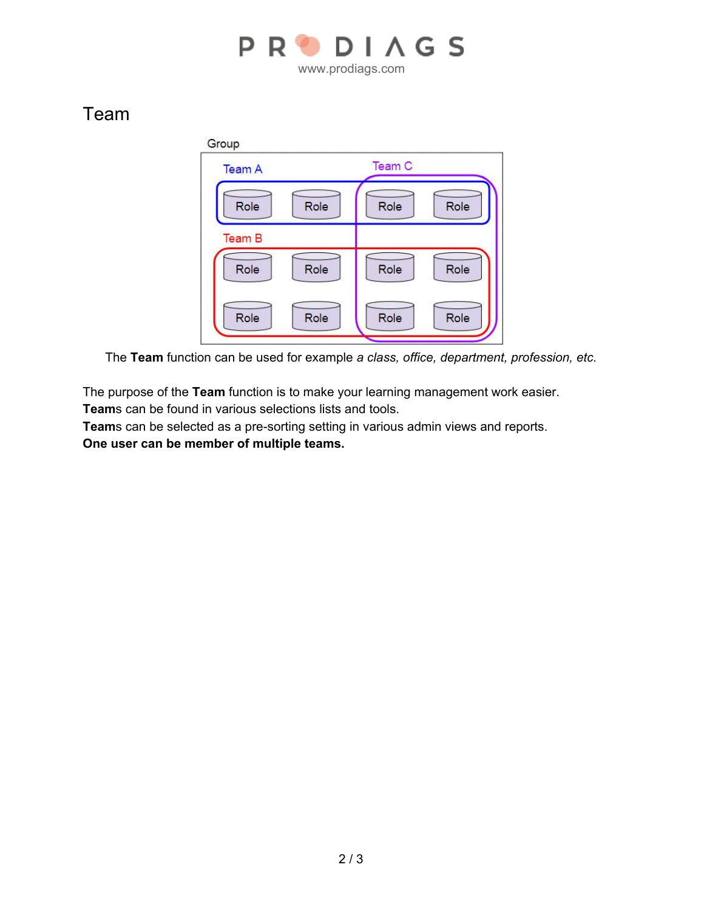# Team

The **Team** function can be used for example *a class, office, department, profession, etc.*

The purpose of the **Team** function is to make your learning management work easier.
**Team**s can be found in various selections lists and tools.
**Team**s can be selected as a pre-sorting setting in various admin views and reports.
**One user can be member of multiple teams.**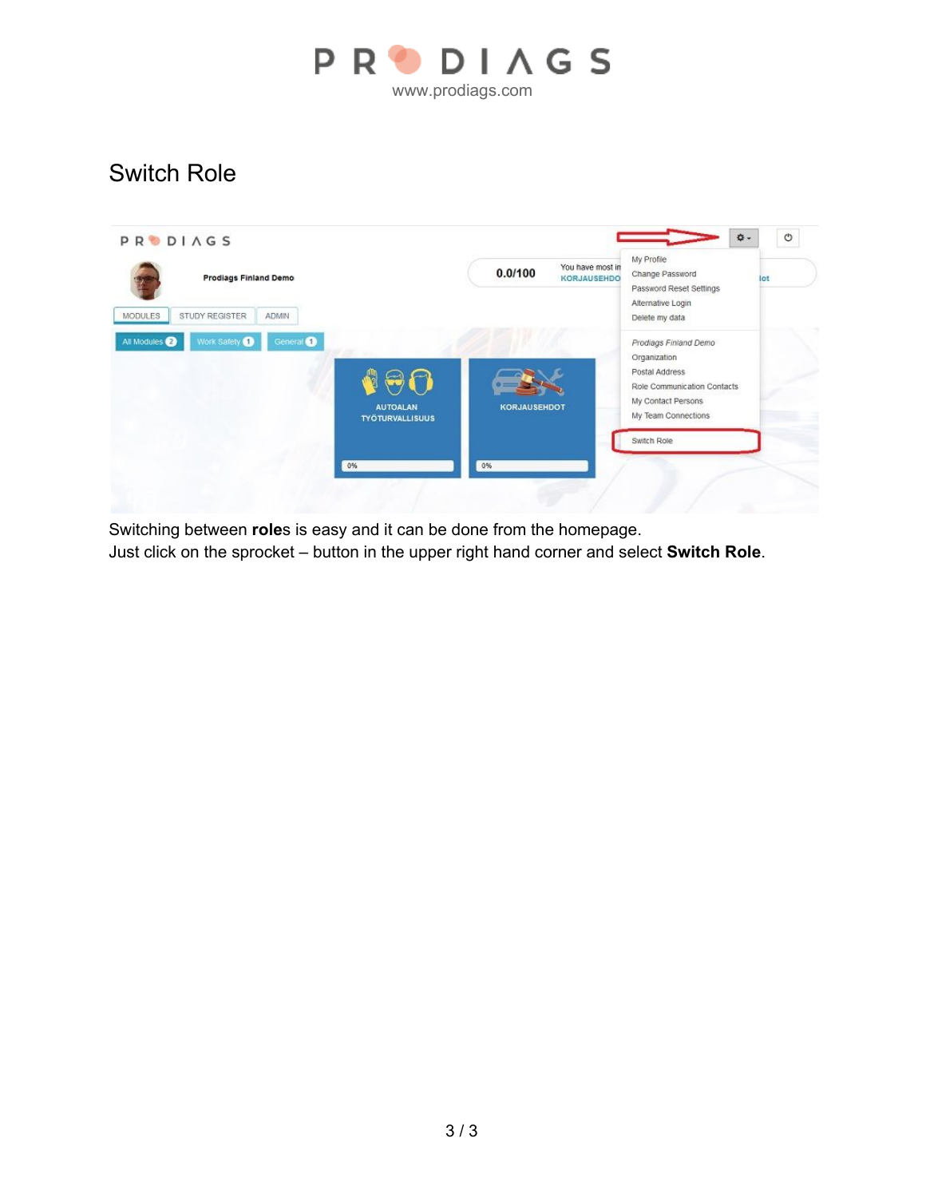## Switch Role

Switching between **role**s is easy and it can be done from the homepage.
Just click on the sprocket – button in the upper right hand corner and select **Switch Role**.